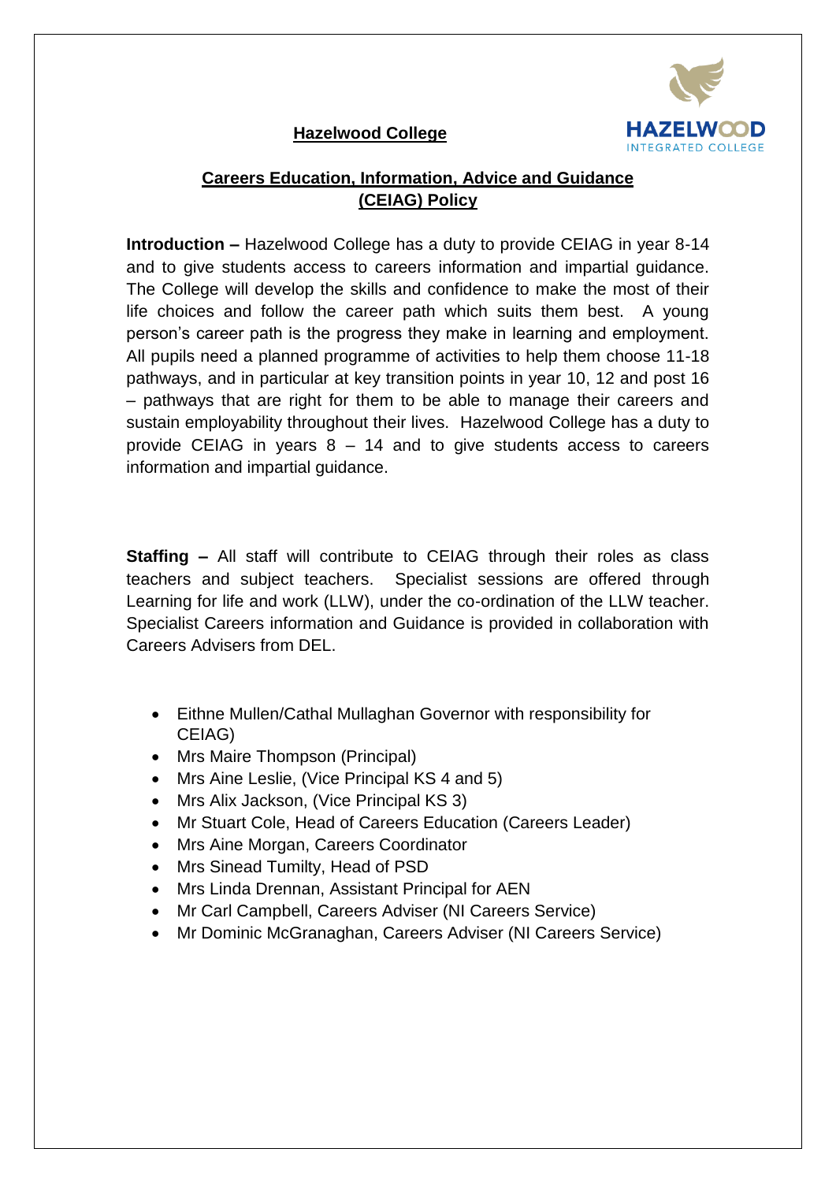# Hazelwood College

## Careers Education, Information, Advice and Guidance (CEIAG) Policy

**Introduction –** Hazelwood College has a duty to provide CEIAG in year 8-14 and to give students access to careers information and impartial guidance. The College will develop the skills and confidence to make the most of their life choices and follow the career path which suits them best. A young person's career path is the progress they make in learning and employment. All pupils need a planned programme of activities to help them choose 11-18 pathways, and in particular at key transition points in year 10, 12 and post 16 – pathways that are right for them to be able to manage their careers and sustain employability throughout their lives. Hazelwood College has a duty to provide CEIAG in years 8 – 14 and to give students access to careers information and impartial guidance.

**Staffing –** All staff will contribute to CEIAG through their roles as class teachers and subject teachers. Specialist sessions are offered through Learning for life and work (LLW), under the co-ordination of the LLW teacher. Specialist Careers information and Guidance is provided in collaboration with Careers Advisers from DEL.

- Eithne Mullen/Cathal Mullaghan Governor with responsibility for CEIAG)
- Mrs Maire Thompson (Principal)
- Mrs Aine Leslie, (Vice Principal KS 4 and 5)
- Mrs Alix Jackson, (Vice Principal KS 3)
- Mr Stuart Cole, Head of Careers Education (Careers Leader)
- Mrs Aine Morgan, Careers Coordinator
- Mrs Sinead Tumilty, Head of PSD
- Mrs Linda Drennan, Assistant Principal for AEN
- Mr Carl Campbell, Careers Adviser (NI Careers Service)
- Mr Dominic McGranaghan, Careers Adviser (NI Careers Service)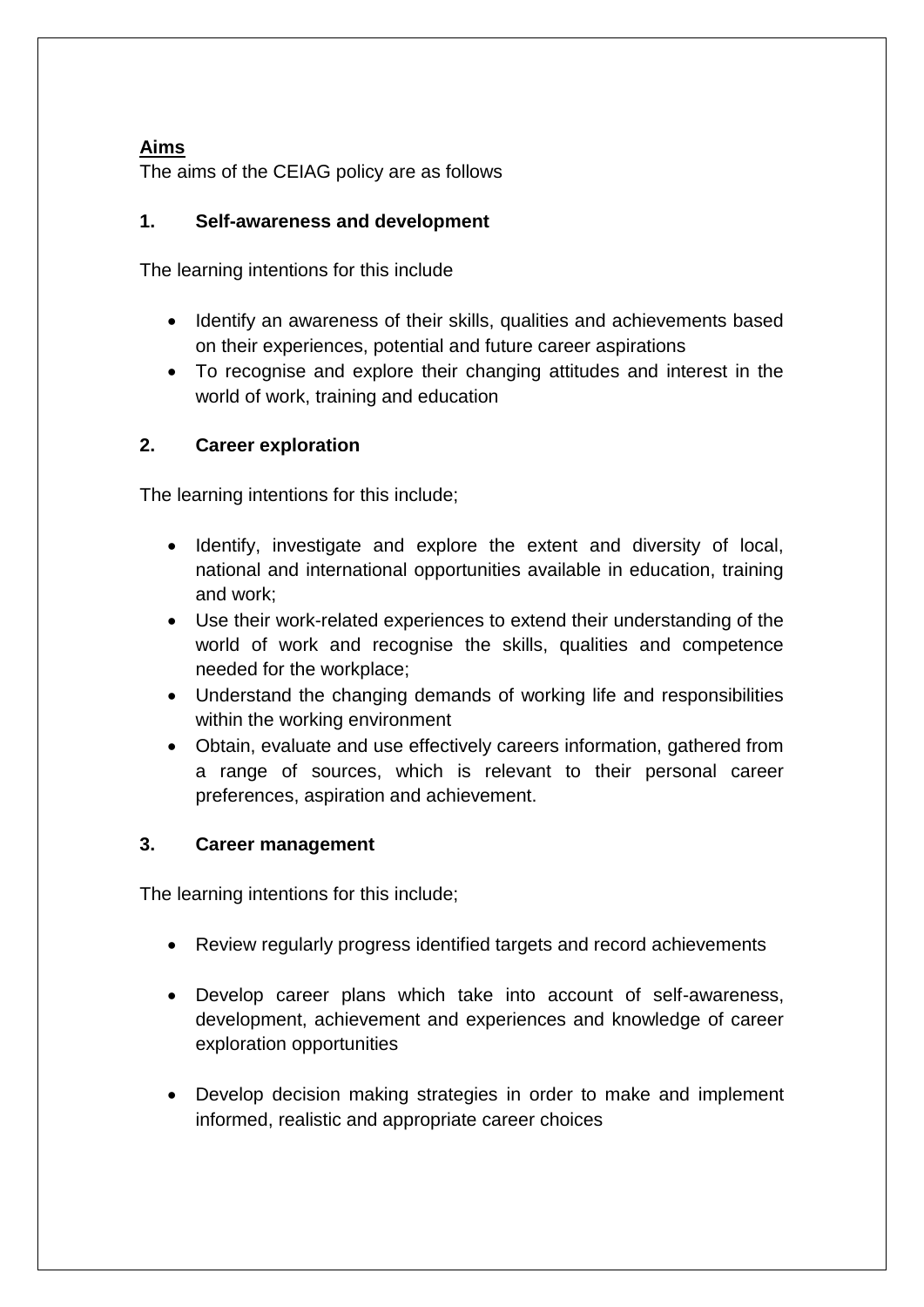**<u>Aims</u>**

The aims of the CEIAG policy are as follows

### 1. Self-awareness and development

The learning intentions for this include

- Identify an awareness of their skills, qualities and achievements based on their experiences, potential and future career aspirations
- To recognise and explore their changing attitudes and interest in the world of work, training and education

### 2. Career exploration

The learning intentions for this include;

- Identify, investigate and explore the extent and diversity of local, national and international opportunities available in education, training and work;
- Use their work-related experiences to extend their understanding of the world of work and recognise the skills, qualities and competence needed for the workplace;
- Understand the changing demands of working life and responsibilities within the working environment
- Obtain, evaluate and use effectively careers information, gathered from a range of sources, which is relevant to their personal career preferences, aspiration and achievement.

### 3. Career management

The learning intentions for this include;

- Review regularly progress identified targets and record achievements
- Develop career plans which take into account of self-awareness, development, achievement and experiences and knowledge of career exploration opportunities
- Develop decision making strategies in order to make and implement informed, realistic and appropriate career choices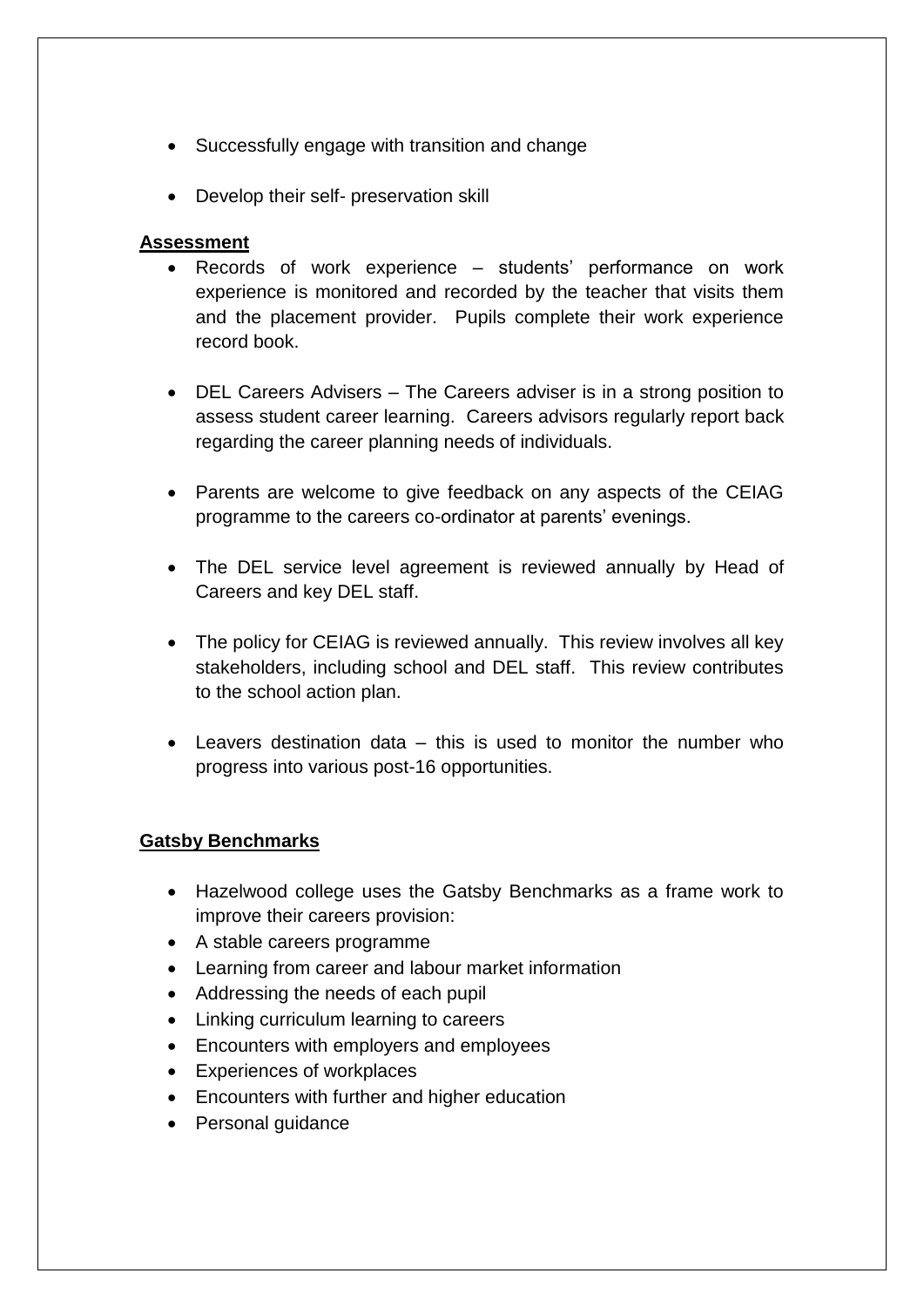- Successfully engage with transition and change
- Develop their self- preservation skill

**Assessment**

- Records of work experience – students' performance on work experience is monitored and recorded by the teacher that visits them and the placement provider. Pupils complete their work experience record book.
- DEL Careers Advisers – The Careers adviser is in a strong position to assess student career learning. Careers advisors regularly report back regarding the career planning needs of individuals.
- Parents are welcome to give feedback on any aspects of the CEIAG programme to the careers co-ordinator at parents' evenings.
- The DEL service level agreement is reviewed annually by Head of Careers and key DEL staff.
- The policy for CEIAG is reviewed annually. This review involves all key stakeholders, including school and DEL staff. This review contributes to the school action plan.
- Leavers destination data – this is used to monitor the number who progress into various post-16 opportunities.

**Gatsby Benchmarks**

- Hazelwood college uses the Gatsby Benchmarks as a frame work to improve their careers provision:
- A stable careers programme
- Learning from career and labour market information
- Addressing the needs of each pupil
- Linking curriculum learning to careers
- Encounters with employers and employees
- Experiences of workplaces
- Encounters with further and higher education
- Personal guidance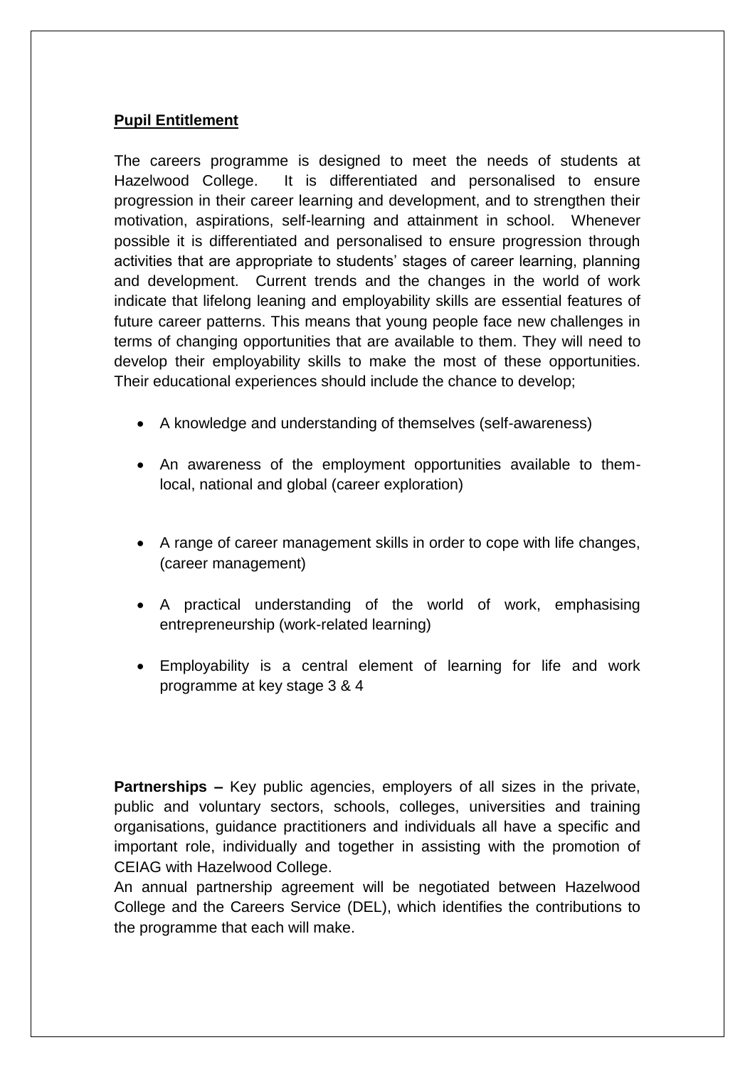**Pupil Entitlement**

The careers programme is designed to meet the needs of students at Hazelwood College. It is differentiated and personalised to ensure progression in their career learning and development, and to strengthen their motivation, aspirations, self-learning and attainment in school. Whenever possible it is differentiated and personalised to ensure progression through activities that are appropriate to students' stages of career learning, planning and development. Current trends and the changes in the world of work indicate that lifelong leaning and employability skills are essential features of future career patterns. This means that young people face new challenges in terms of changing opportunities that are available to them. They will need to develop their employability skills to make the most of these opportunities. Their educational experiences should include the chance to develop;

- A knowledge and understanding of themselves (self-awareness)
- An awareness of the employment opportunities available to them- local, national and global (career exploration)
- A range of career management skills in order to cope with life changes, (career management)
- A practical understanding of the world of work, emphasising entrepreneurship (work-related learning)
- Employability is a central element of learning for life and work programme at key stage 3 & 4

**Partnerships –** Key public agencies, employers of all sizes in the private, public and voluntary sectors, schools, colleges, universities and training organisations, guidance practitioners and individuals all have a specific and important role, individually and together in assisting with the promotion of CEIAG with Hazelwood College.

An annual partnership agreement will be negotiated between Hazelwood College and the Careers Service (DEL), which identifies the contributions to the programme that each will make.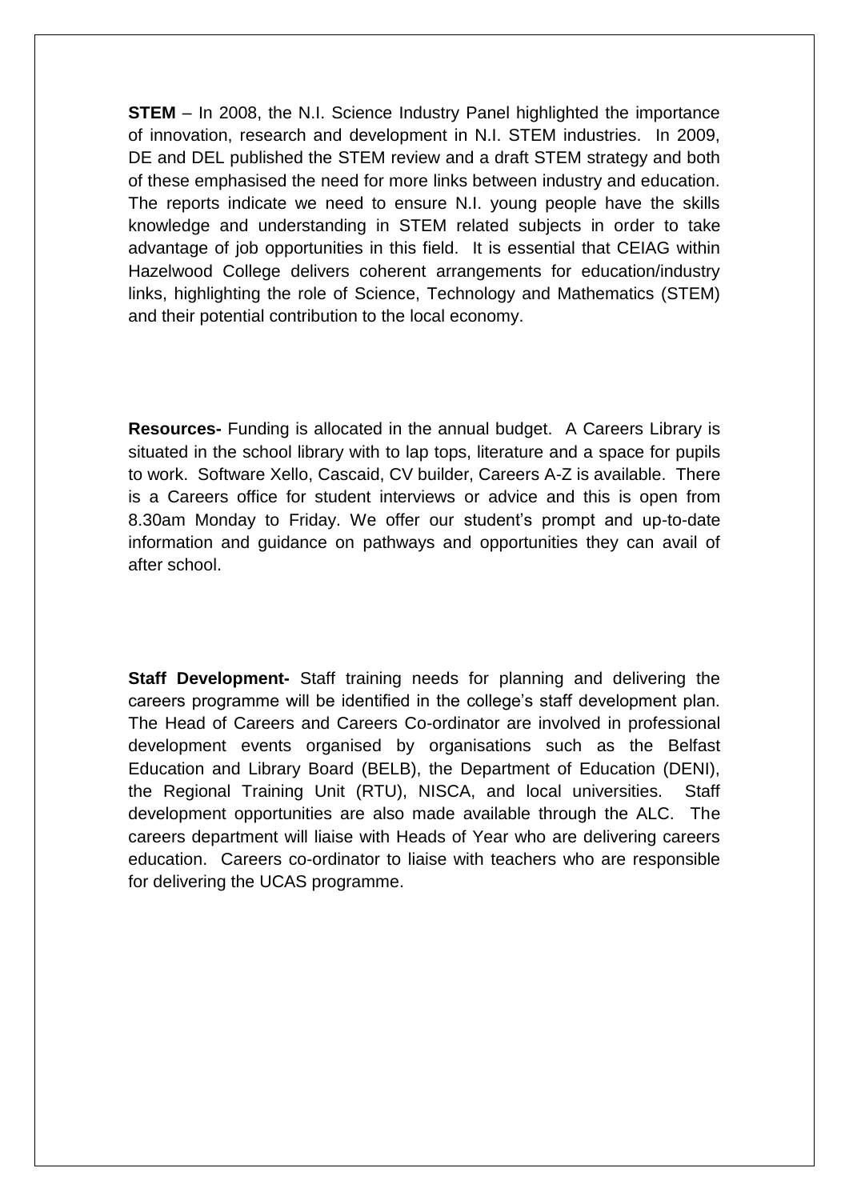**STEM** – In 2008, the N.I. Science Industry Panel highlighted the importance of innovation, research and development in N.I. STEM industries. In 2009, DE and DEL published the STEM review and a draft STEM strategy and both of these emphasised the need for more links between industry and education. The reports indicate we need to ensure N.I. young people have the skills knowledge and understanding in STEM related subjects in order to take advantage of job opportunities in this field. It is essential that CEIAG within Hazelwood College delivers coherent arrangements for education/industry links, highlighting the role of Science, Technology and Mathematics (STEM) and their potential contribution to the local economy.

**Resources-** Funding is allocated in the annual budget. A Careers Library is situated in the school library with to lap tops, literature and a space for pupils to work. Software Xello, Cascaid, CV builder, Careers A-Z is available. There is a Careers office for student interviews or advice and this is open from 8.30am Monday to Friday. We offer our student's prompt and up-to-date information and guidance on pathways and opportunities they can avail of after school.

**Staff Development-** Staff training needs for planning and delivering the careers programme will be identified in the college's staff development plan. The Head of Careers and Careers Co-ordinator are involved in professional development events organised by organisations such as the Belfast Education and Library Board (BELB), the Department of Education (DENI), the Regional Training Unit (RTU), NISCA, and local universities. Staff development opportunities are also made available through the ALC. The careers department will liaise with Heads of Year who are delivering careers education. Careers co-ordinator to liaise with teachers who are responsible for delivering the UCAS programme.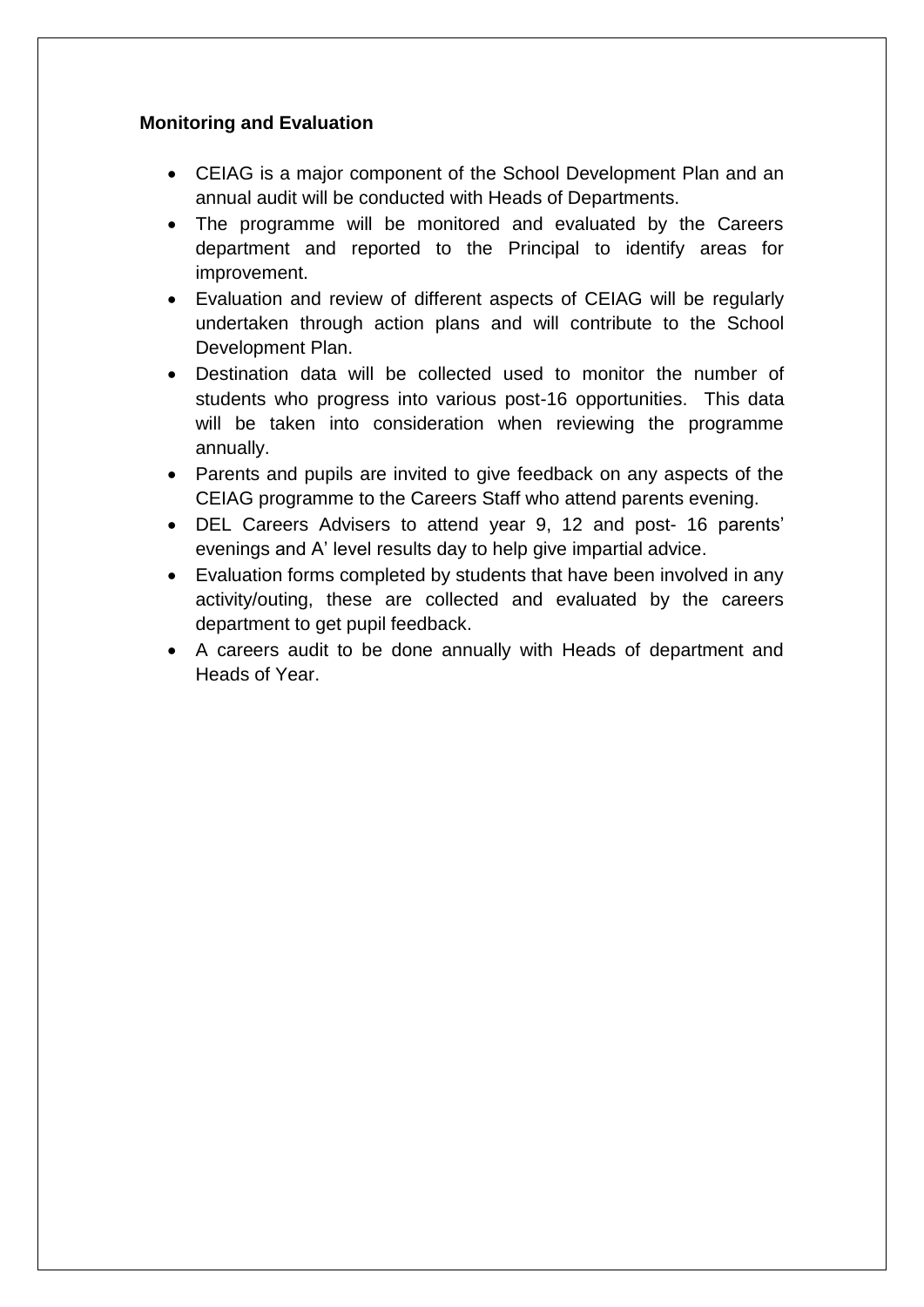**Monitoring and Evaluation**

- CEIAG is a major component of the School Development Plan and an annual audit will be conducted with Heads of Departments.
- The programme will be monitored and evaluated by the Careers department and reported to the Principal to identify areas for improvement.
- Evaluation and review of different aspects of CEIAG will be regularly undertaken through action plans and will contribute to the School Development Plan.
- Destination data will be collected used to monitor the number of students who progress into various post-16 opportunities. This data will be taken into consideration when reviewing the programme annually.
- Parents and pupils are invited to give feedback on any aspects of the CEIAG programme to the Careers Staff who attend parents evening.
- DEL Careers Advisers to attend year 9, 12 and post- 16 parents' evenings and A' level results day to help give impartial advice.
- Evaluation forms completed by students that have been involved in any activity/outing, these are collected and evaluated by the careers department to get pupil feedback.
- A careers audit to be done annually with Heads of department and Heads of Year.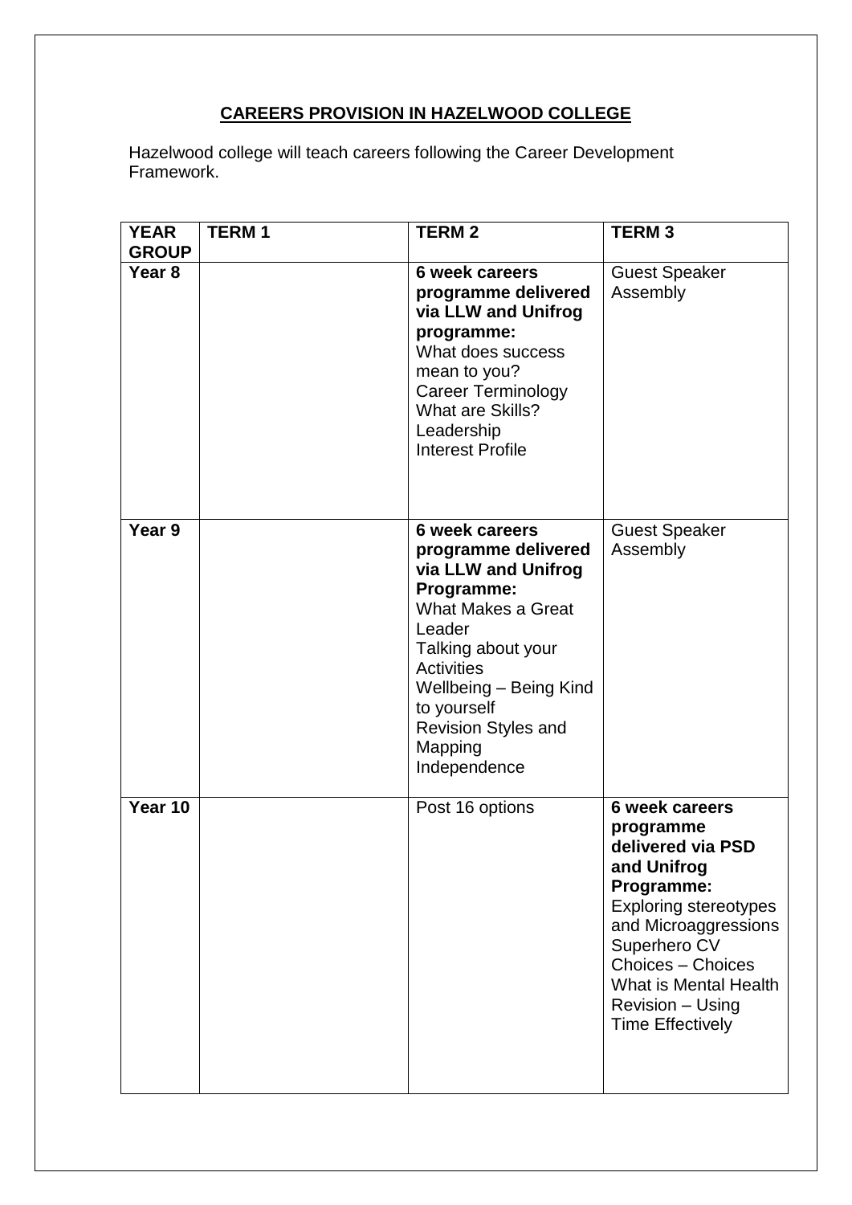**CAREERS PROVISION IN HAZELWOOD COLLEGE**

Hazelwood college will teach careers following the Career Development Framework.

| YEAR GROUP | TERM 1 | TERM 2 | TERM 3 |
|---|---|---|---|
| **Year 8** | | **6 week careers programme delivered via LLW and Unifrog programme:**<br>What does success mean to you?<br>Career Terminology<br>What are Skills?<br>Leadership<br>Interest Profile | Guest Speaker Assembly |
| **Year 9** | | **6 week careers programme delivered via LLW and Unifrog Programme:**<br>What Makes a Great Leader<br>Talking about your Activities<br>Wellbeing – Being Kind to yourself<br>Revision Styles and Mapping<br>Independence | Guest Speaker Assembly |
| **Year 10** | | Post 16 options | **6 week careers programme delivered via PSD and Unifrog Programme:**<br>Exploring stereotypes and Microaggressions<br>Superhero CV<br>Choices – Choices<br>What is Mental Health<br>Revision – Using Time Effectively |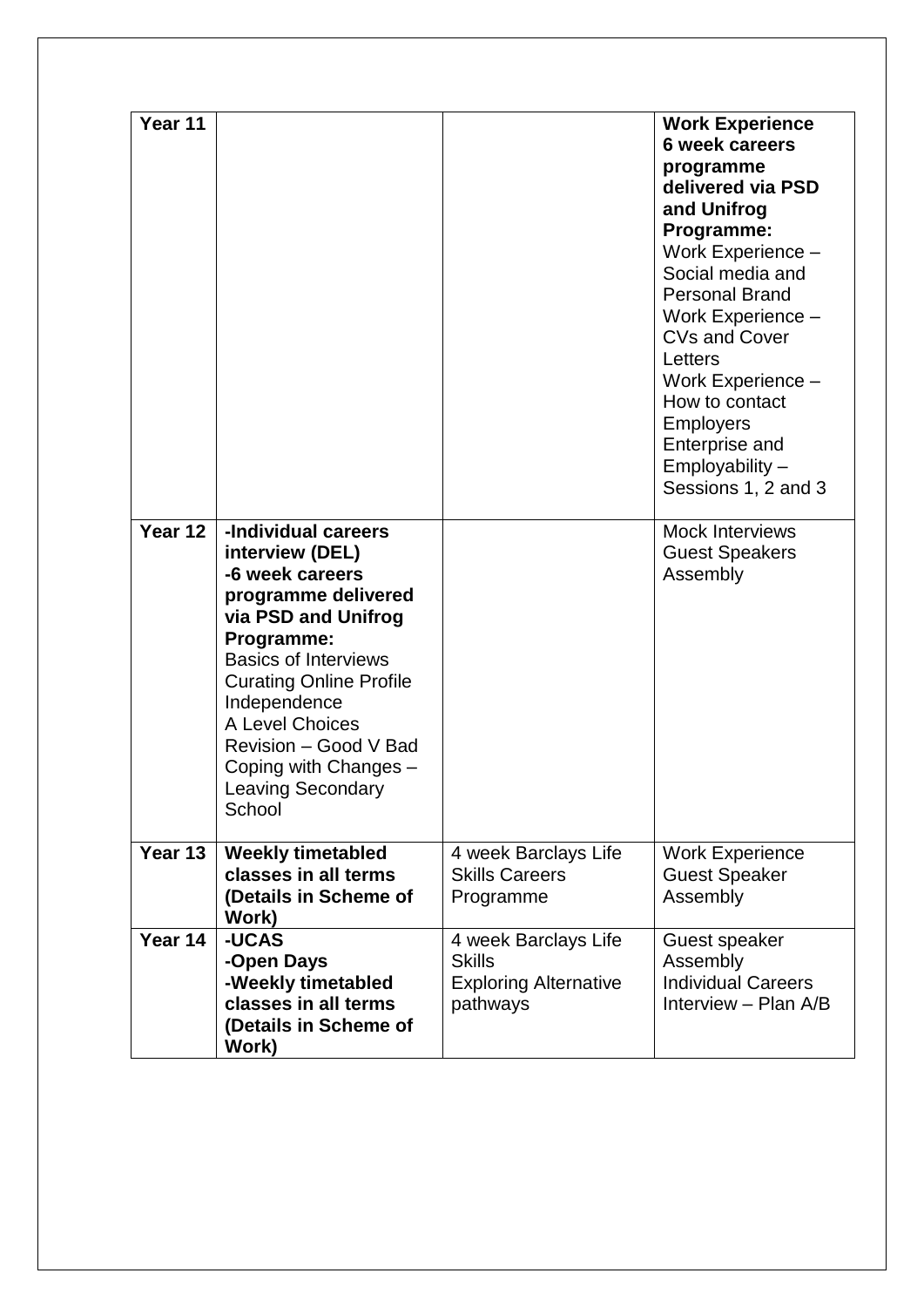| Year 11 | | | **Work Experience 6 week careers programme delivered via PSD and Unifrog Programme:**<br>Work Experience – Social media and Personal Brand<br>Work Experience – CVs and Cover Letters<br>Work Experience – How to contact Employers<br>Enterprise and Employability – Sessions 1, 2 and 3 |
|---|---|---|---|
| **Year 12** | **-Individual careers interview (DEL)**<br>**-6 week careers programme delivered via PSD and Unifrog Programme:**<br>Basics of Interviews<br>Curating Online Profile<br>Independence<br>A Level Choices<br>Revision – Good V Bad<br>Coping with Changes – Leaving Secondary School | | Mock Interviews<br>Guest Speakers<br>Assembly |
| **Year 13** | **Weekly timetabled classes in all terms (Details in Scheme of Work)** | 4 week Barclays Life Skills Careers Programme | Work Experience<br>Guest Speaker<br>Assembly |
| **Year 14** | **-UCAS**<br>**-Open Days**<br>**-Weekly timetabled classes in all terms (Details in Scheme of Work)** | 4 week Barclays Life Skills<br>Exploring Alternative pathways | Guest speaker<br>Assembly<br>Individual Careers Interview – Plan A/B |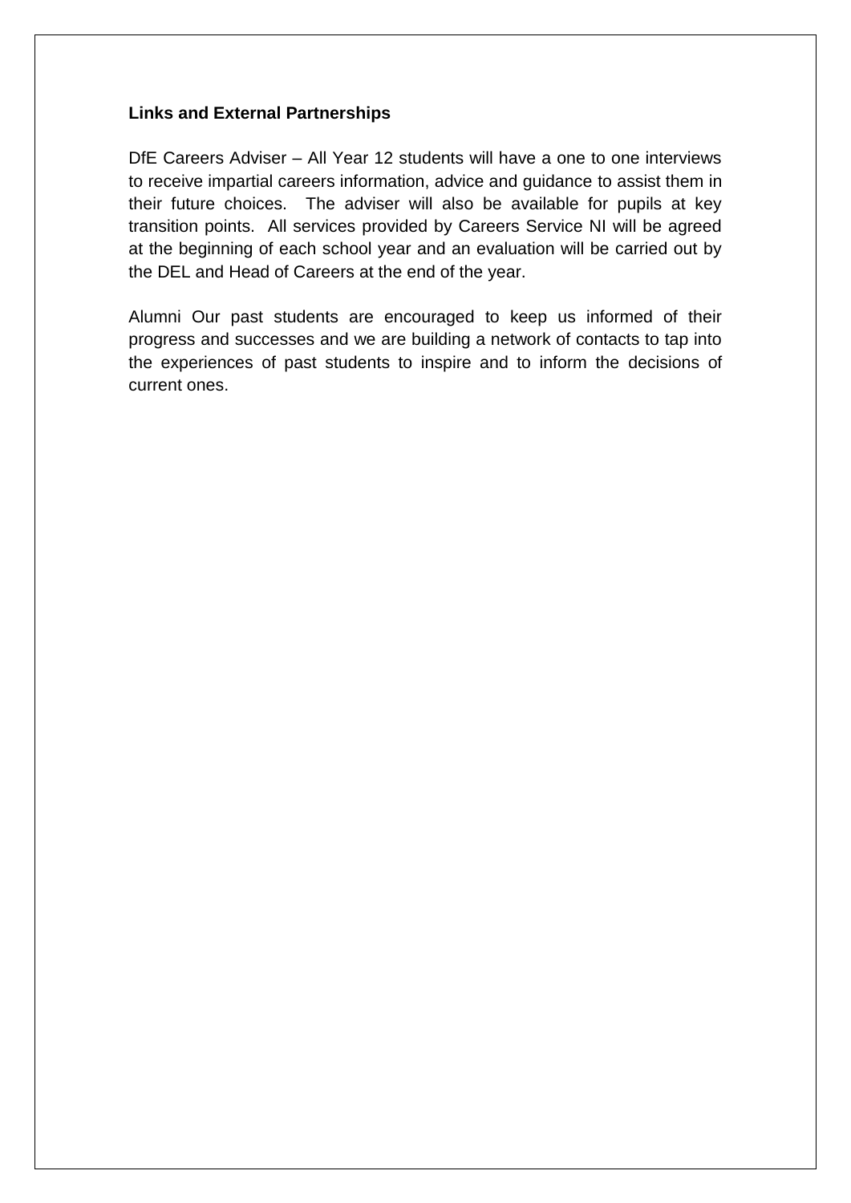**Links and External Partnerships**

DfE Careers Adviser – All Year 12 students will have a one to one interviews to receive impartial careers information, advice and guidance to assist them in their future choices. The adviser will also be available for pupils at key transition points. All services provided by Careers Service NI will be agreed at the beginning of each school year and an evaluation will be carried out by the DEL and Head of Careers at the end of the year.

Alumni Our past students are encouraged to keep us informed of their progress and successes and we are building a network of contacts to tap into the experiences of past students to inspire and to inform the decisions of current ones.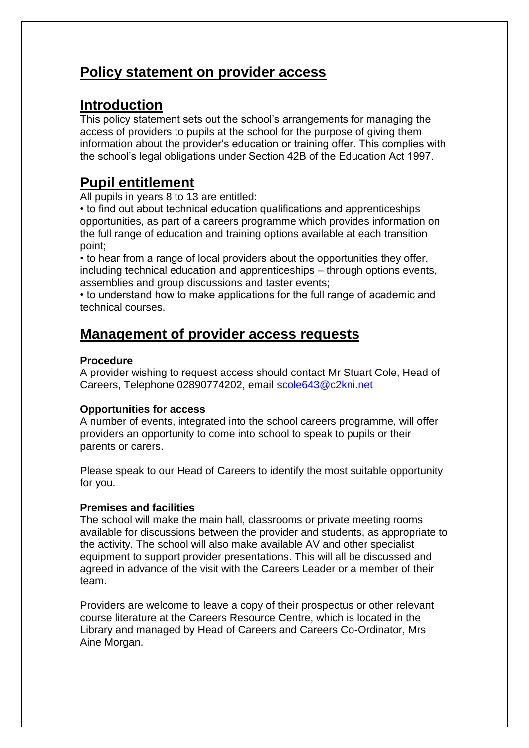# Policy statement on provider access

## Introduction

This policy statement sets out the school's arrangements for managing the access of providers to pupils at the school for the purpose of giving them information about the provider's education or training offer. This complies with the school's legal obligations under Section 42B of the Education Act 1997.

## Pupil entitlement

All pupils in years 8 to 13 are entitled:

• to find out about technical education qualifications and apprenticeships opportunities, as part of a careers programme which provides information on the full range of education and training options available at each transition point;

• to hear from a range of local providers about the opportunities they offer, including technical education and apprenticeships – through options events, assemblies and group discussions and taster events;

• to understand how to make applications for the full range of academic and technical courses.

## Management of provider access requests

**Procedure**

A provider wishing to request access should contact Mr Stuart Cole, Head of Careers, Telephone 02890774202, email scole643@c2kni.net

**Opportunities for access**

A number of events, integrated into the school careers programme, will offer providers an opportunity to come into school to speak to pupils or their parents or carers.

Please speak to our Head of Careers to identify the most suitable opportunity for you.

**Premises and facilities**

The school will make the main hall, classrooms or private meeting rooms available for discussions between the provider and students, as appropriate to the activity. The school will also make available AV and other specialist equipment to support provider presentations. This will all be discussed and agreed in advance of the visit with the Careers Leader or a member of their team.

Providers are welcome to leave a copy of their prospectus or other relevant course literature at the Careers Resource Centre, which is located in the Library and managed by Head of Careers and Careers Co-Ordinator, Mrs Aine Morgan.